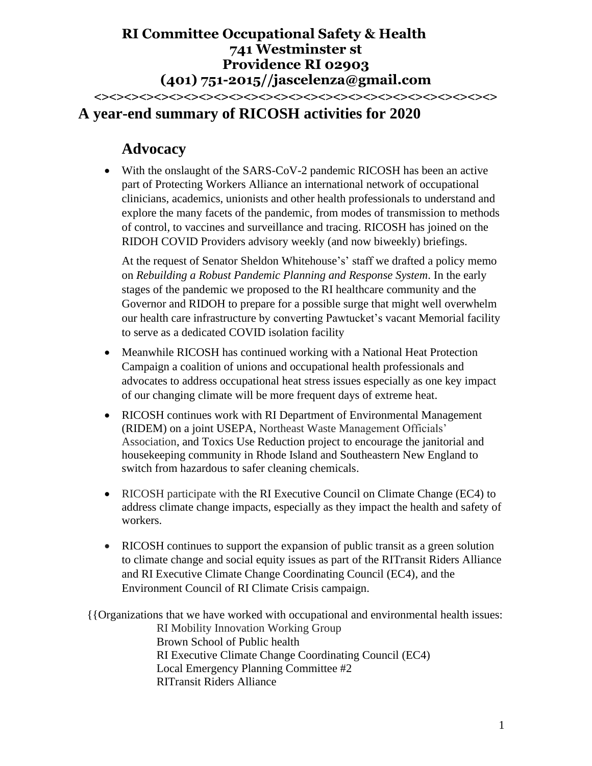**RI Committee Occupational Safety & Health**
**741 Westminster st**
**Providence RI 02903**
**(401) 751-2015//jascelenza@gmail.com**

**<><><><><><><><><><><><><><><><><><><><><><><><><><><><><><><><><><><><><><><><>**

# A year-end summary of RICOSH activities for 2020

## Advocacy

- With the onslaught of the SARS-CoV-2 pandemic RICOSH has been an active part of Protecting Workers Alliance an international network of occupational clinicians, academics, unionists and other health professionals to understand and explore the many facets of the pandemic, from modes of transmission to methods of control, to vaccines and surveillance and tracing. RICOSH has joined on the RIDOH COVID Providers advisory weekly (and now biweekly) briefings.

  At the request of Senator Sheldon Whitehouse's' staff we drafted a policy memo on *Rebuilding a Robust Pandemic Planning and Response System*. In the early stages of the pandemic we proposed to the RI healthcare community and the Governor and RIDOH to prepare for a possible surge that might well overwhelm our health care infrastructure by converting Pawtucket's vacant Memorial facility to serve as a dedicated COVID isolation facility

- Meanwhile RICOSH has continued working with a National Heat Protection Campaign a coalition of unions and occupational health professionals and advocates to address occupational heat stress issues especially as one key impact of our changing climate will be more frequent days of extreme heat.

- RICOSH continues work with RI Department of Environmental Management (RIDEM) on a joint USEPA, Northeast Waste Management Officials' Association, and Toxics Use Reduction project to encourage the janitorial and housekeeping community in Rhode Island and Southeastern New England to switch from hazardous to safer cleaning chemicals.

- RICOSH participate with the RI Executive Council on Climate Change (EC4) to address climate change impacts, especially as they impact the health and safety of workers.

- RICOSH continues to support the expansion of public transit as a green solution to climate change and social equity issues as part of the RITransit Riders Alliance and RI Executive Climate Change Coordinating Council (EC4), and the Environment Council of RI Climate Crisis campaign.

{{Organizations that we have worked with occupational and environmental health issues:

RI Mobility Innovation Working Group
Brown School of Public health
RI Executive Climate Change Coordinating Council (EC4)
Local Emergency Planning Committee #2
RITransit Riders Alliance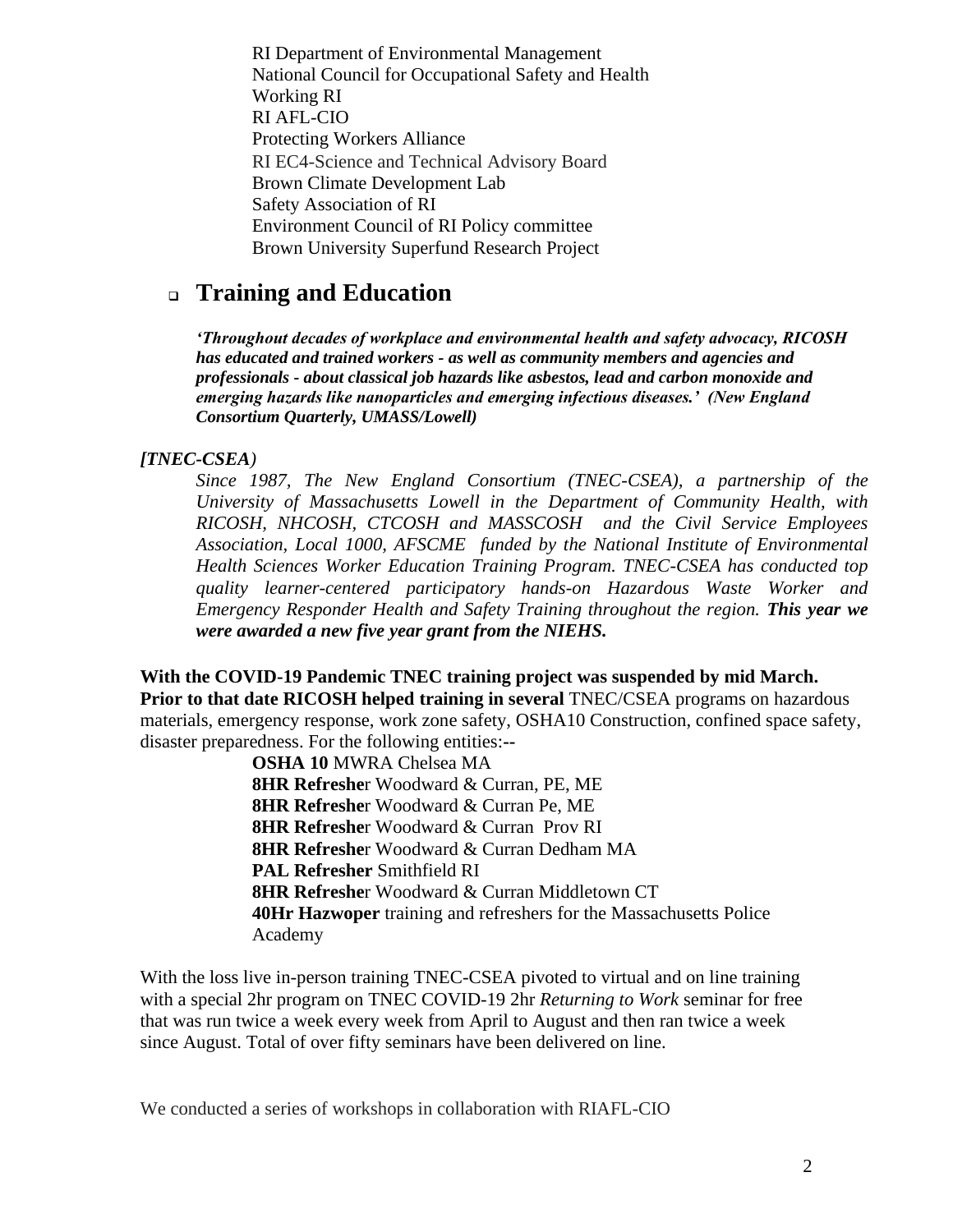RI Department of Environmental Management
National Council for Occupational Safety and Health
Working RI
RI AFL-CIO
Protecting Workers Alliance
RI EC4-Science and Technical Advisory Board
Brown Climate Development Lab
Safety Association of RI
Environment Council of RI Policy committee
Brown University Superfund Research Project

## Training and Education

***'Throughout decades of workplace and environmental health and safety advocacy, RICOSH has educated and trained workers - as well as community members and agencies and professionals - about classical job hazards like asbestos, lead and carbon monoxide and emerging hazards like nanoparticles and emerging infectious diseases.' (New England Consortium Quarterly, UMASS/Lowell)***

***[TNEC-CSEA)***

*Since 1987, The New England Consortium (TNEC-CSEA), a partnership of the University of Massachusetts Lowell in the Department of Community Health, with RICOSH, NHCOSH, CTCOSH and MASSCOSH and the Civil Service Employees Association, Local 1000, AFSCME funded by the National Institute of Environmental Health Sciences Worker Education Training Program. TNEC-CSEA has conducted top quality learner-centered participatory hands-on Hazardous Waste Worker and Emergency Responder Health and Safety Training throughout the region.* ***This year we were awarded a new five year grant from the NIEHS.***

**With the COVID-19 Pandemic TNEC training project was suspended by mid March. Prior to that date RICOSH helped training in several** TNEC/CSEA programs on hazardous materials, emergency response, work zone safety, OSHA10 Construction, confined space safety, disaster preparedness. For the following entities:--

**OSHA 10** MWRA Chelsea MA
**8HR Refreshe**r Woodward & Curran, PE, ME
**8HR Refreshe**r Woodward & Curran Pe, ME
**8HR Refreshe**r Woodward & Curran Prov RI
**8HR Refreshe**r Woodward & Curran Dedham MA
**PAL Refresher** Smithfield RI
**8HR Refreshe**r Woodward & Curran Middletown CT
**40Hr Hazwoper** training and refreshers for the Massachusetts Police Academy

With the loss live in-person training TNEC-CSEA pivoted to virtual and on line training with a special 2hr program on TNEC COVID-19 2hr *Returning to Work* seminar for free that was run twice a week every week from April to August and then ran twice a week since August. Total of over fifty seminars have been delivered on line.

We conducted a series of workshops in collaboration with RIAFL-CIO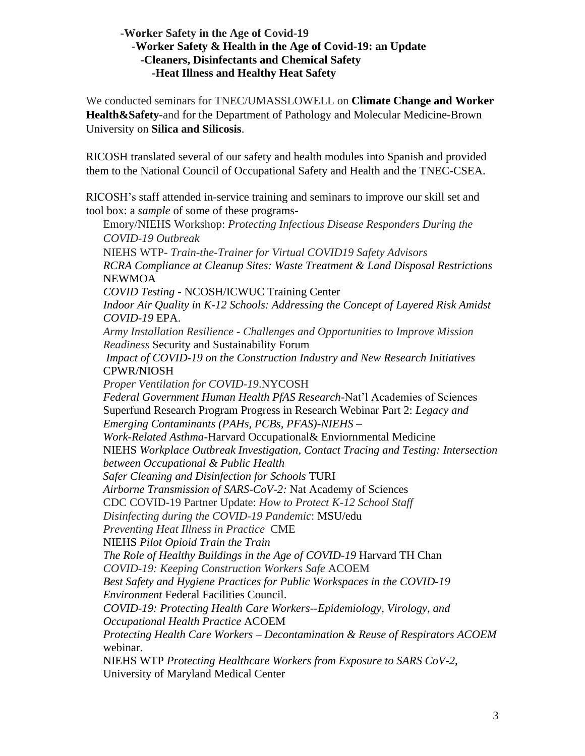**-Worker Safety in the Age of Covid-19**
**-Worker Safety & Health in the Age of Covid-19: an Update**
**-Cleaners, Disinfectants and Chemical Safety**
**-Heat Illness and Healthy Heat Safety**

We conducted seminars for TNEC/UMASSLOWELL on **Climate Change and Worker Health&Safety**-and for the Department of Pathology and Molecular Medicine-Brown University on **Silica and Silicosis**.

RICOSH translated several of our safety and health modules into Spanish and provided them to the National Council of Occupational Safety and Health and the TNEC-CSEA.

RICOSH's staff attended in-service training and seminars to improve our skill set and tool box: a *sample* of some of these programs-

Emory/NIEHS Workshop: *Protecting Infectious Disease Responders During the COVID-19 Outbreak*
NIEHS WTP- *Train-the-Trainer for Virtual COVID19 Safety Advisors*
*RCRA Compliance at Cleanup Sites: Waste Treatment & Land Disposal Restrictions* NEWMOA
*COVID Testing* - NCOSH/ICWUC Training Center
*Indoor Air Quality in K-12 Schools: Addressing the Concept of Layered Risk Amidst COVID-19* EPA.
*Army Installation Resilience - Challenges and Opportunities to Improve Mission Readiness* Security and Sustainability Forum
*Impact of COVID-19 on the Construction Industry and New Research Initiatives* CPWR/NIOSH
*Proper Ventilation for COVID-19*.NYCOSH
*Federal Government Human Health PfAS Research*-Nat'l Academies of Sciences
Superfund Research Program Progress in Research Webinar Part 2: *Legacy and Emerging Contaminants (PAHs, PCBs, PFAS)-NIEHS* –
*Work-Related Asthma*-Harvard Occupational& Enviornmental Medicine
NIEHS *Workplace Outbreak Investigation, Contact Tracing and Testing: Intersection between Occupational & Public Health*
*Safer Cleaning and Disinfection for Schools* TURI
*Airborne Transmission of SARS-CoV-2:* Nat Academy of Sciences
CDC COVID-19 Partner Update: *How to Protect K-12 School Staff*
*Disinfecting during the COVID-19 Pandemic*: MSU/edu
*Preventing Heat Illness in Practice* CME
NIEHS *Pilot Opioid Train the Train*
*The Role of Healthy Buildings in the Age of COVID-19* Harvard TH Chan
*COVID-19: Keeping Construction Workers Safe* ACOEM
*Best Safety and Hygiene Practices for Public Workspaces in the COVID-19 Environment* Federal Facilities Council.
*COVID-19: Protecting Health Care Workers--Epidemiology, Virology, and Occupational Health Practice* ACOEM
*Protecting Health Care Workers – Decontamination & Reuse of Respirators ACOEM* webinar.
NIEHS WTP *Protecting Healthcare Workers from Exposure to SARS CoV-2*, University of Maryland Medical Center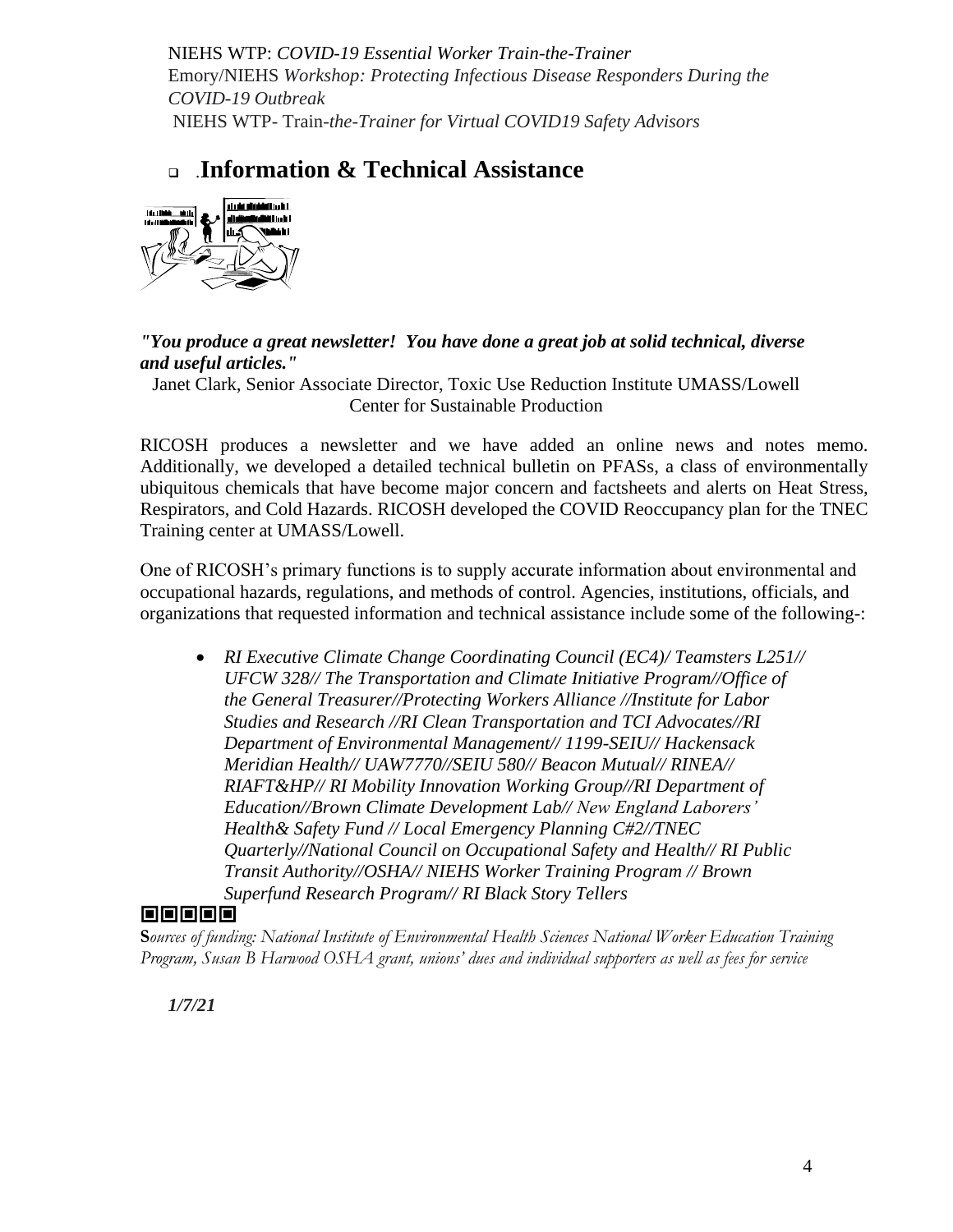NIEHS WTP: *COVID-19 Essential Worker Train-the-Trainer*
Emory/NIEHS *Workshop: Protecting Infectious Disease Responders During the COVID-19 Outbreak*
NIEHS WTP- Train-*the-Trainer for Virtual COVID19 Safety Advisors*

## .Information & Technical Assistance

***"You produce a great newsletter! You have done a great job at solid technical, diverse and useful articles."***

Janet Clark, Senior Associate Director, Toxic Use Reduction Institute UMASS/Lowell Center for Sustainable Production

RICOSH produces a newsletter and we have added an online news and notes memo. Additionally, we developed a detailed technical bulletin on PFASs, a class of environmentally ubiquitous chemicals that have become major concern and factsheets and alerts on Heat Stress, Respirators, and Cold Hazards. RICOSH developed the COVID Reoccupancy plan for the TNEC Training center at UMASS/Lowell.

One of RICOSH's primary functions is to supply accurate information about environmental and occupational hazards, regulations, and methods of control. Agencies, institutions, officials, and organizations that requested information and technical assistance include some of the following-:

- *RI Executive Climate Change Coordinating Council (EC4)/ Teamsters L251// UFCW 328// The Transportation and Climate Initiative Program//Office of the General Treasurer//Protecting Workers Alliance //Institute for Labor Studies and Research //RI Clean Transportation and TCI Advocates//RI Department of Environmental Management// 1199-SEIU// Hackensack Meridian Health// UAW7770//SEIU 580// Beacon Mutual// RINEA// RIAFT&HP// RI Mobility Innovation Working Group//RI Department of Education//Brown Climate Development Lab// New England Laborers' Health& Safety Fund // Local Emergency Planning C#2//TNEC Quarterly//National Council on Occupational Safety and Health// RI Public Transit Authority//OSHA// NIEHS Worker Training Program // Brown Superfund Research Program// RI Black Story Tellers*

**S***ources of funding: National Institute of Environmental Health Sciences National Worker Education Training Program, Susan B Harwood OSHA grant, unions' dues and individual supporters as well as fees for service*

***1/7/21***